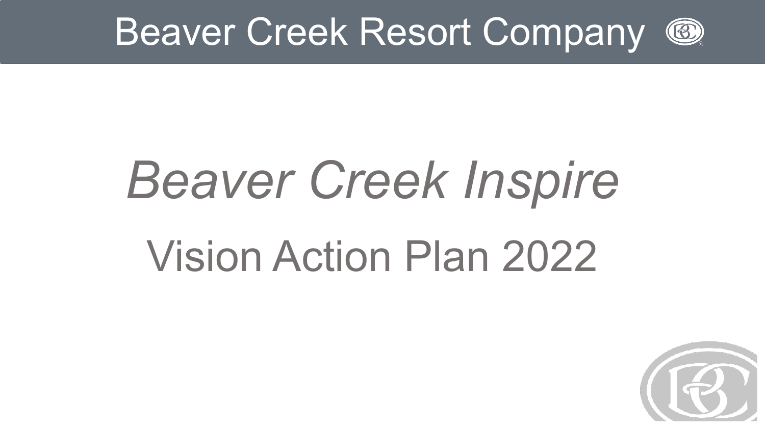Beaver Creek Resort Company

# *Beaver Creek Inspire*

## Vision Action Plan 2022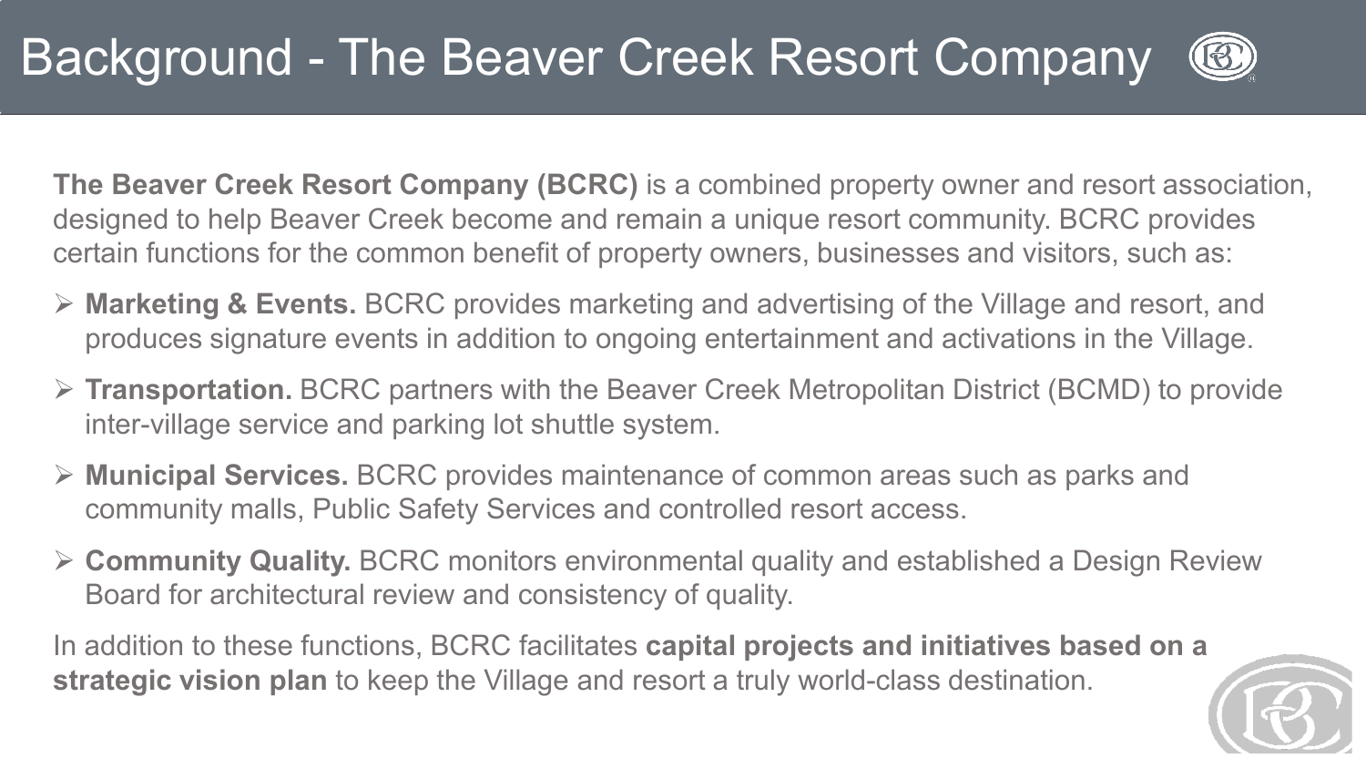# Background - The Beaver Creek Resort Company

**The Beaver Creek Resort Company (BCRC)** is a combined property owner and resort association, designed to help Beaver Creek become and remain a unique resort community. BCRC provides certain functions for the common benefit of property owners, businesses and visitors, such as:

- **Marketing & Events.** BCRC provides marketing and advertising of the Village and resort, and produces signature events in addition to ongoing entertainment and activations in the Village.
- **Transportation.** BCRC partners with the Beaver Creek Metropolitan District (BCMD) to provide inter-village service and parking lot shuttle system.
- **Municipal Services.** BCRC provides maintenance of common areas such as parks and community malls, Public Safety Services and controlled resort access.
- **Community Quality.** BCRC monitors environmental quality and established a Design Review Board for architectural review and consistency of quality.

In addition to these functions, BCRC facilitates **capital projects and initiatives based on a strategic vision plan** to keep the Village and resort a truly world-class destination.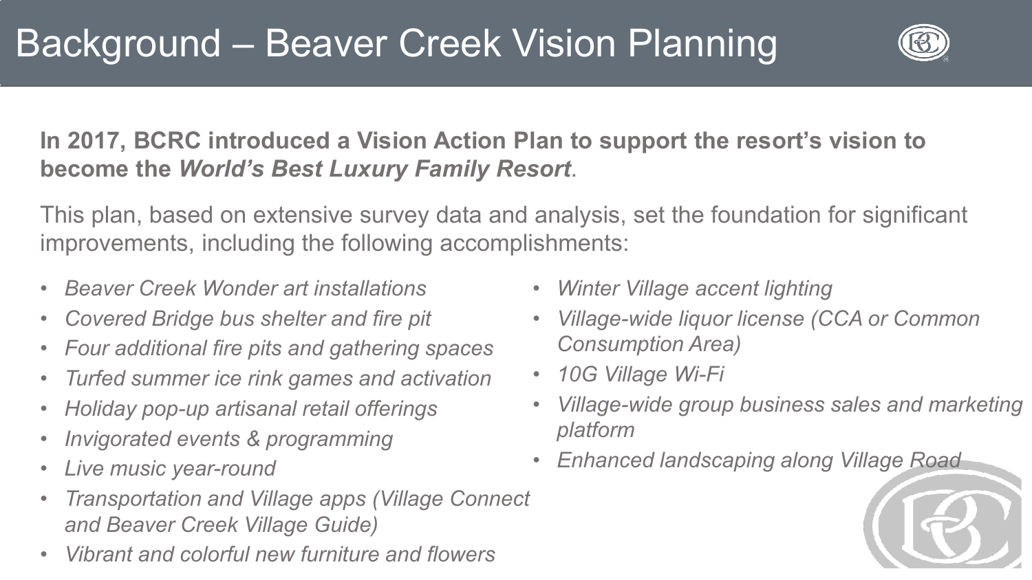# Background – Beaver Creek Vision Planning

**In 2017, BCRC introduced a Vision Action Plan to support the resort's vision to become the *World's Best Luxury Family Resort*.**

This plan, based on extensive survey data and analysis, set the foundation for significant improvements, including the following accomplishments:

- *Beaver Creek Wonder art installations*
- *Covered Bridge bus shelter and fire pit*
- *Four additional fire pits and gathering spaces*
- *Turfed summer ice rink games and activation*
- *Holiday pop-up artisanal retail offerings*
- *Invigorated events & programming*
- *Live music year-round*
- *Transportation and Village apps (Village Connect and Beaver Creek Village Guide)*
- *Vibrant and colorful new furniture and flowers*
- *Winter Village accent lighting*
- *Village-wide liquor license (CCA or Common Consumption Area)*
- *10G Village Wi-Fi*
- *Village-wide group business sales and marketing platform*
- *Enhanced landscaping along Village Road*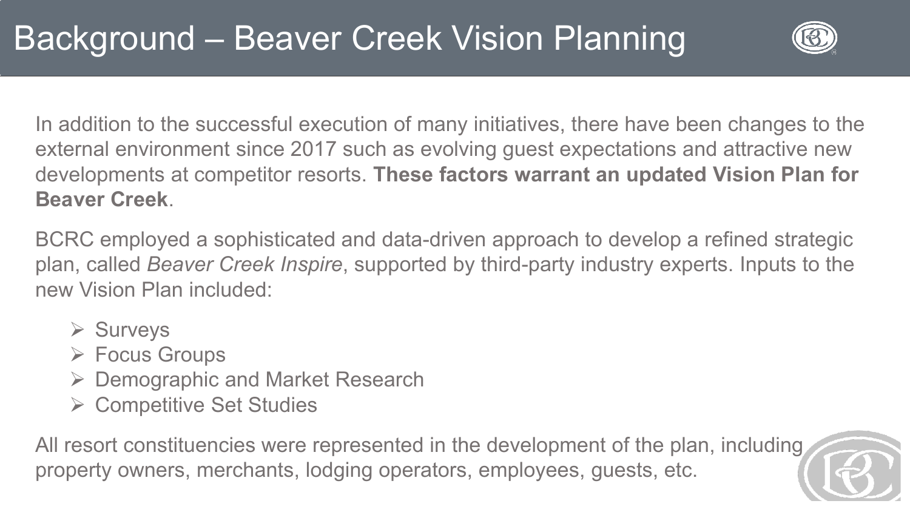# Background – Beaver Creek Vision Planning

In addition to the successful execution of many initiatives, there have been changes to the external environment since 2017 such as evolving guest expectations and attractive new developments at competitor resorts. **These factors warrant an updated Vision Plan for Beaver Creek**.

BCRC employed a sophisticated and data-driven approach to develop a refined strategic plan, called *Beaver Creek Inspire*, supported by third-party industry experts. Inputs to the new Vision Plan included:

- Surveys
- Focus Groups
- Demographic and Market Research
- Competitive Set Studies

All resort constituencies were represented in the development of the plan, including property owners, merchants, lodging operators, employees, guests, etc.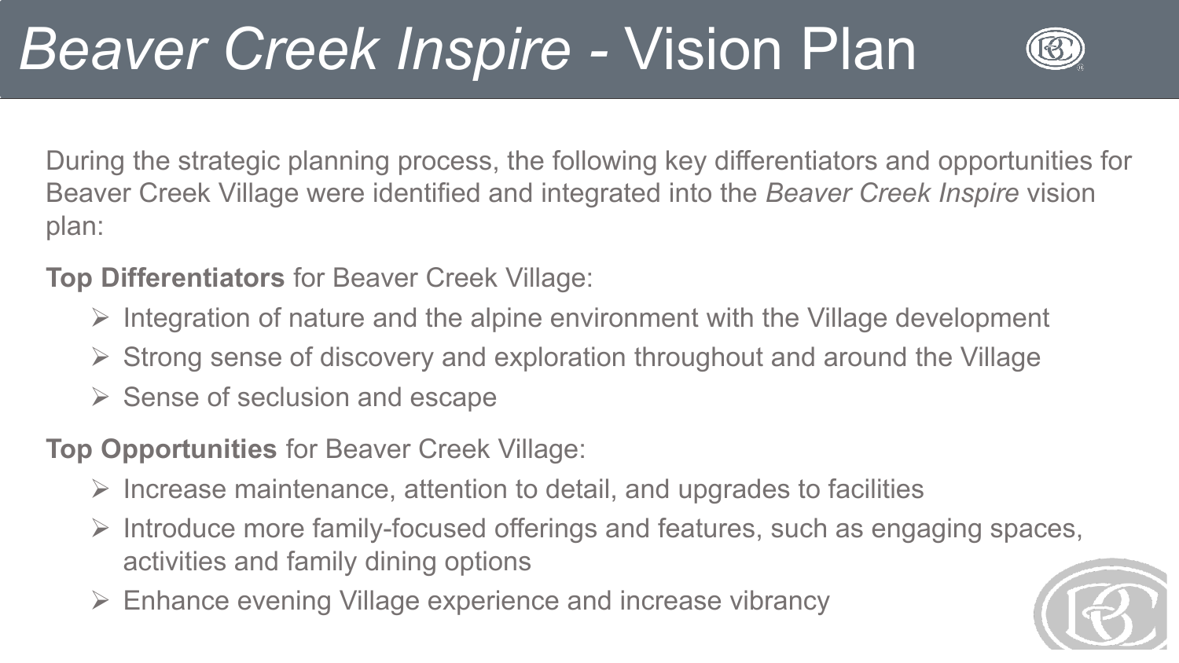# *Beaver Creek Inspire* - Vision Plan

During the strategic planning process, the following key differentiators and opportunities for Beaver Creek Village were identified and integrated into the *Beaver Creek Inspire* vision plan:

**Top Differentiators** for Beaver Creek Village:

- Integration of nature and the alpine environment with the Village development
- Strong sense of discovery and exploration throughout and around the Village
- Sense of seclusion and escape

**Top Opportunities** for Beaver Creek Village:

- Increase maintenance, attention to detail, and upgrades to facilities
- Introduce more family-focused offerings and features, such as engaging spaces, activities and family dining options
- Enhance evening Village experience and increase vibrancy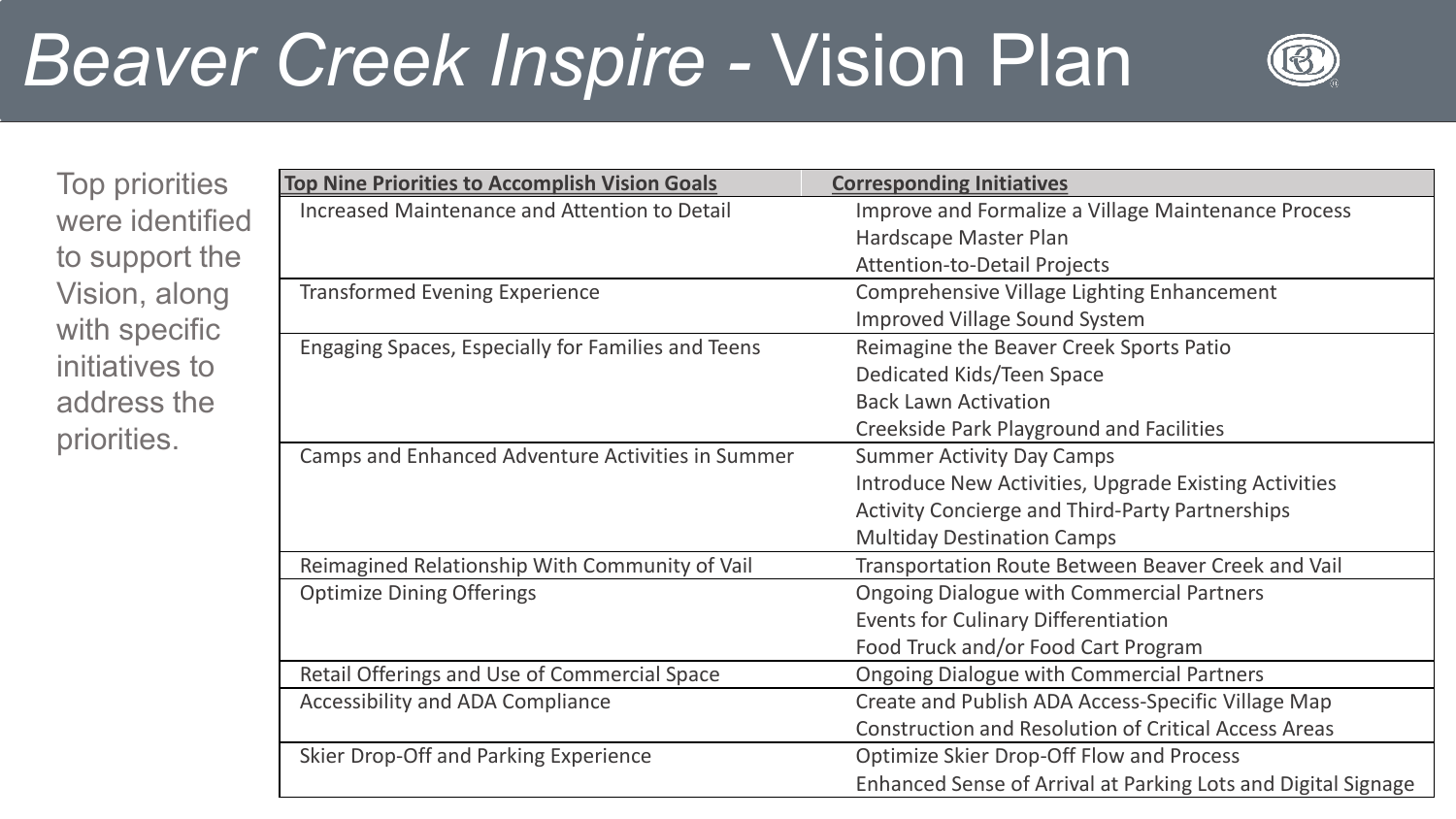# *Beaver Creek Inspire* - Vision Plan

Top priorities were identified to support the Vision, along with specific initiatives to address the priorities.

| Top Nine Priorities to Accomplish Vision Goals | Corresponding Initiatives |
|---|---|
| Increased Maintenance and Attention to Detail | Improve and Formalize a Village Maintenance Process<br>Hardscape Master Plan<br>Attention-to-Detail Projects |
| Transformed Evening Experience | Comprehensive Village Lighting Enhancement<br>Improved Village Sound System |
| Engaging Spaces, Especially for Families and Teens | Reimagine the Beaver Creek Sports Patio<br>Dedicated Kids/Teen Space<br>Back Lawn Activation<br>Creekside Park Playground and Facilities |
| Camps and Enhanced Adventure Activities in Summer | Summer Activity Day Camps<br>Introduce New Activities, Upgrade Existing Activities<br>Activity Concierge and Third-Party Partnerships<br>Multiday Destination Camps |
| Reimagined Relationship With Community of Vail | Transportation Route Between Beaver Creek and Vail |
| Optimize Dining Offerings | Ongoing Dialogue with Commercial Partners<br>Events for Culinary Differentiation<br>Food Truck and/or Food Cart Program |
| Retail Offerings and Use of Commercial Space | Ongoing Dialogue with Commercial Partners |
| Accessibility and ADA Compliance | Create and Publish ADA Access-Specific Village Map<br>Construction and Resolution of Critical Access Areas |
| Skier Drop-Off and Parking Experience | Optimize Skier Drop-Off Flow and Process<br>Enhanced Sense of Arrival at Parking Lots and Digital Signage |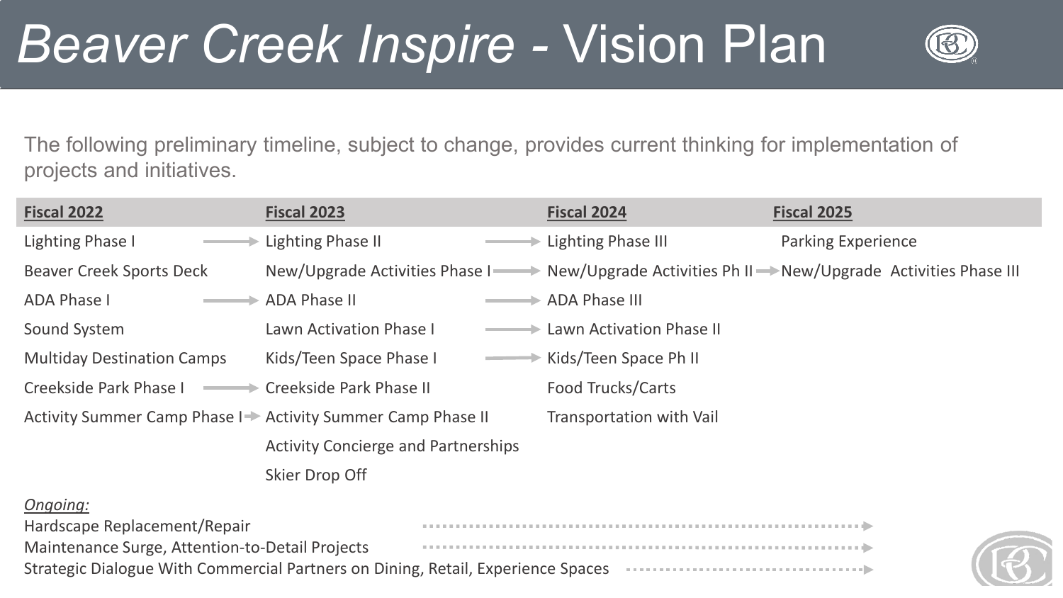# *Beaver Creek Inspire* - Vision Plan

The following preliminary timeline, subject to change, provides current thinking for implementation of projects and initiatives.

| Fiscal 2022 | Fiscal 2023 | Fiscal 2024 | Fiscal 2025 |
|---|---|---|---|
| Lighting Phase I → | Lighting Phase II → | Lighting Phase III | Parking Experience |
| Beaver Creek Sports Deck | New/Upgrade Activities Phase I → | New/Upgrade Activities Ph II → | New/Upgrade Activities Phase III |
| ADA Phase I → | ADA Phase II → | ADA Phase III | |
| Sound System | Lawn Activation Phase I → | Lawn Activation Phase II | |
| Multiday Destination Camps | Kids/Teen Space Phase I → | Kids/Teen Space Ph II | |
| Creekside Park Phase I → | Creekside Park Phase II | Food Trucks/Carts | |
| Activity Summer Camp Phase I → | Activity Summer Camp Phase II | Transportation with Vail | |
| | Activity Concierge and Partnerships | | |
| | Skier Drop Off | | |

*Ongoing:*

- Hardscape Replacement/Repair
- Maintenance Surge, Attention-to-Detail Projects
- Strategic Dialogue With Commercial Partners on Dining, Retail, Experience Spaces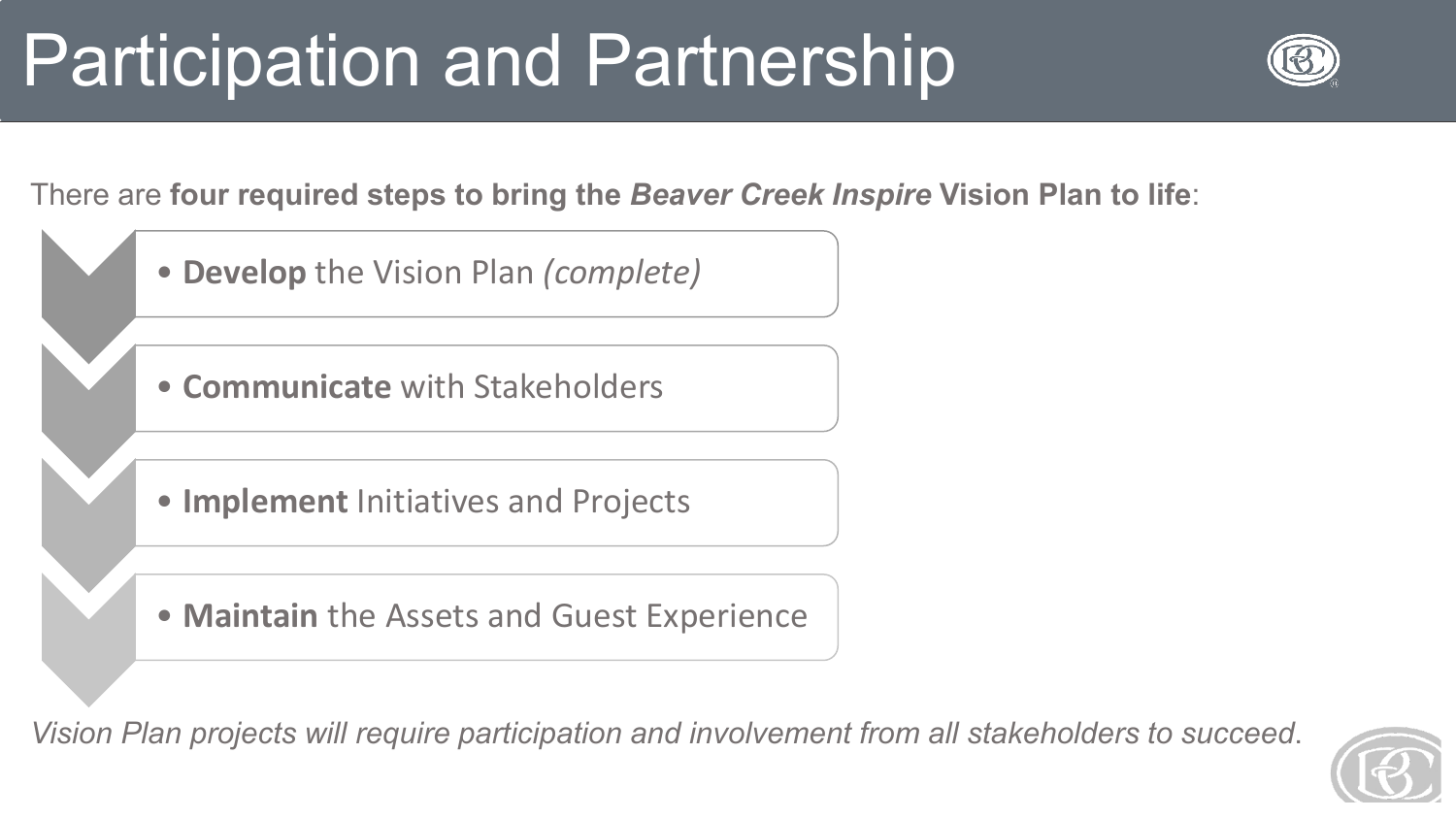# Participation and Partnership

There are **four required steps to bring the *Beaver Creek Inspire* Vision Plan to life**:

- **Develop** the Vision Plan *(complete)*
- **Communicate** with Stakeholders
- **Implement** Initiatives and Projects
- **Maintain** the Assets and Guest Experience

*Vision Plan projects will require participation and involvement from all stakeholders to succeed.*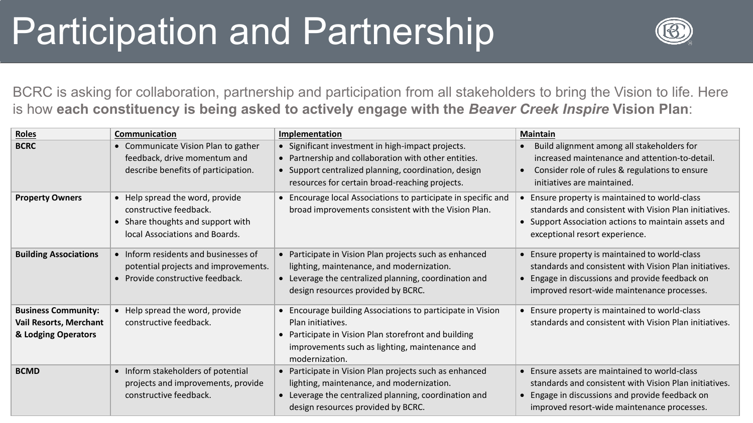# Participation and Partnership

BCRC is asking for collaboration, partnership and participation from all stakeholders to bring the Vision to life. Here is how **each constituency is being asked to actively engage with the *Beaver Creek Inspire* Vision Plan**:

| Roles | Communication | Implementation | Maintain |
|---|---|---|---|
| **BCRC** | • Communicate Vision Plan to gather feedback, drive momentum and describe benefits of participation. | • Significant investment in high-impact projects.<br>• Partnership and collaboration with other entities.<br>• Support centralized planning, coordination, design resources for certain broad-reaching projects. | • Build alignment among all stakeholders for increased maintenance and attention-to-detail.<br>• Consider role of rules & regulations to ensure initiatives are maintained. |
| **Property Owners** | • Help spread the word, provide constructive feedback.<br>• Share thoughts and support with local Associations and Boards. | • Encourage local Associations to participate in specific and broad improvements consistent with the Vision Plan. | • Ensure property is maintained to world-class standards and consistent with Vision Plan initiatives.<br>• Support Association actions to maintain assets and exceptional resort experience. |
| **Building Associations** | • Inform residents and businesses of potential projects and improvements.<br>• Provide constructive feedback. | • Participate in Vision Plan projects such as enhanced lighting, maintenance, and modernization.<br>• Leverage the centralized planning, coordination and design resources provided by BCRC. | • Ensure property is maintained to world-class standards and consistent with Vision Plan initiatives.<br>• Engage in discussions and provide feedback on improved resort-wide maintenance processes. |
| **Business Community: Vail Resorts, Merchant & Lodging Operators** | • Help spread the word, provide constructive feedback. | • Encourage building Associations to participate in Vision Plan initiatives.<br>• Participate in Vision Plan storefront and building improvements such as lighting, maintenance and modernization. | • Ensure property is maintained to world-class standards and consistent with Vision Plan initiatives. |
| **BCMD** | • Inform stakeholders of potential projects and improvements, provide constructive feedback. | • Participate in Vision Plan projects such as enhanced lighting, maintenance, and modernization.<br>• Leverage the centralized planning, coordination and design resources provided by BCRC. | • Ensure assets are maintained to world-class standards and consistent with Vision Plan initiatives.<br>• Engage in discussions and provide feedback on improved resort-wide maintenance processes. |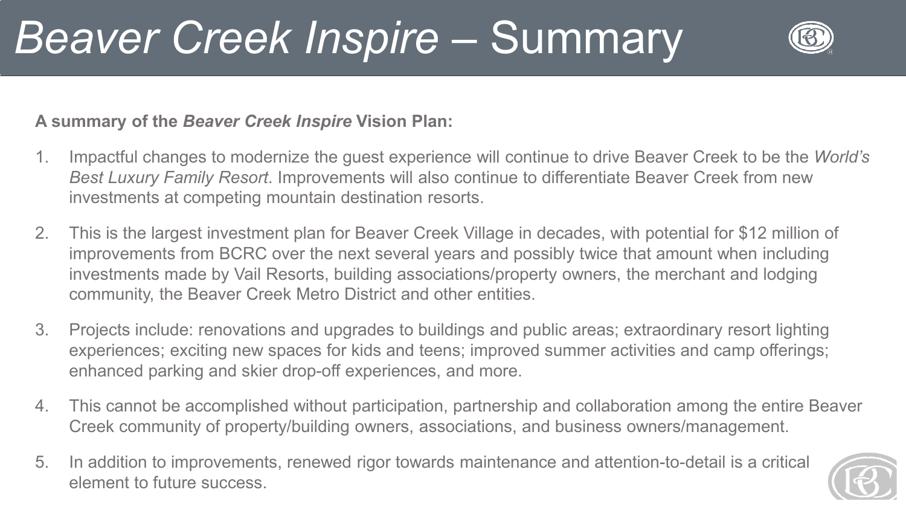# *Beaver Creek Inspire* – Summary

**A summary of the *Beaver Creek Inspire* Vision Plan:**

1. Impactful changes to modernize the guest experience will continue to drive Beaver Creek to be the *World's Best Luxury Family Resort*. Improvements will also continue to differentiate Beaver Creek from new investments at competing mountain destination resorts.

2. This is the largest investment plan for Beaver Creek Village in decades, with potential for $12 million of improvements from BCRC over the next several years and possibly twice that amount when including investments made by Vail Resorts, building associations/property owners, the merchant and lodging community, the Beaver Creek Metro District and other entities.

3. Projects include: renovations and upgrades to buildings and public areas; extraordinary resort lighting experiences; exciting new spaces for kids and teens; improved summer activities and camp offerings; enhanced parking and skier drop-off experiences, and more.

4. This cannot be accomplished without participation, partnership and collaboration among the entire Beaver Creek community of property/building owners, associations, and business owners/management.

5. In addition to improvements, renewed rigor towards maintenance and attention-to-detail is a critical element to future success.